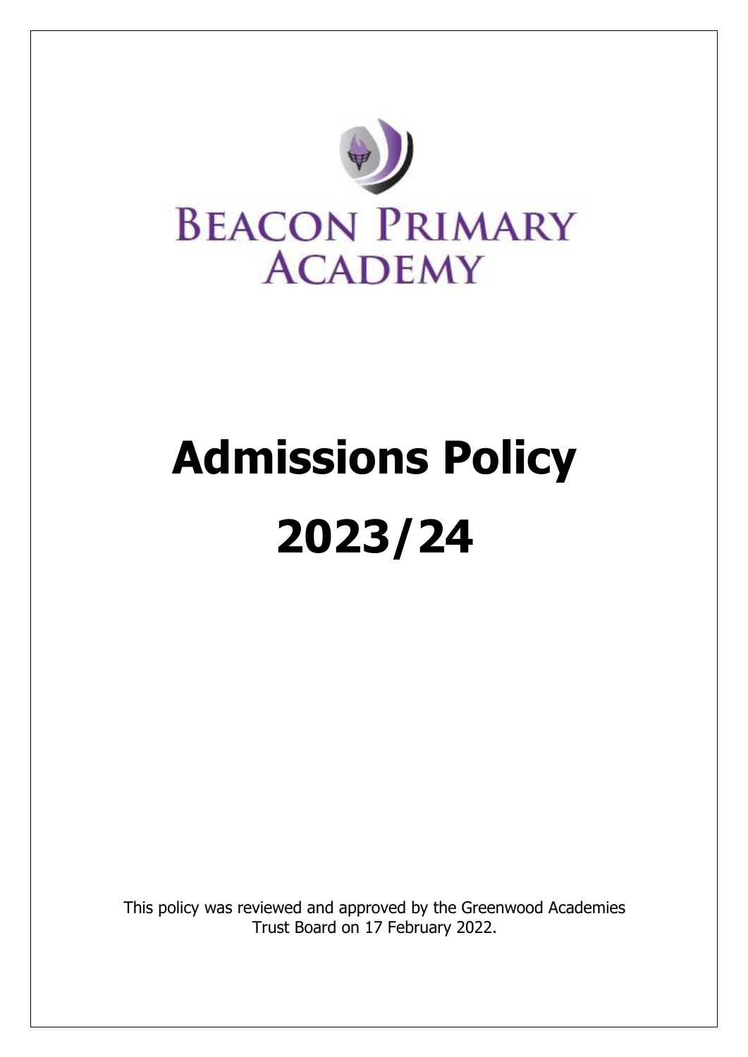# Beacon Primary Academy

# Admissions Policy

# 2023/24

This policy was reviewed and approved by the Greenwood Academies Trust Board on 17 February 2022.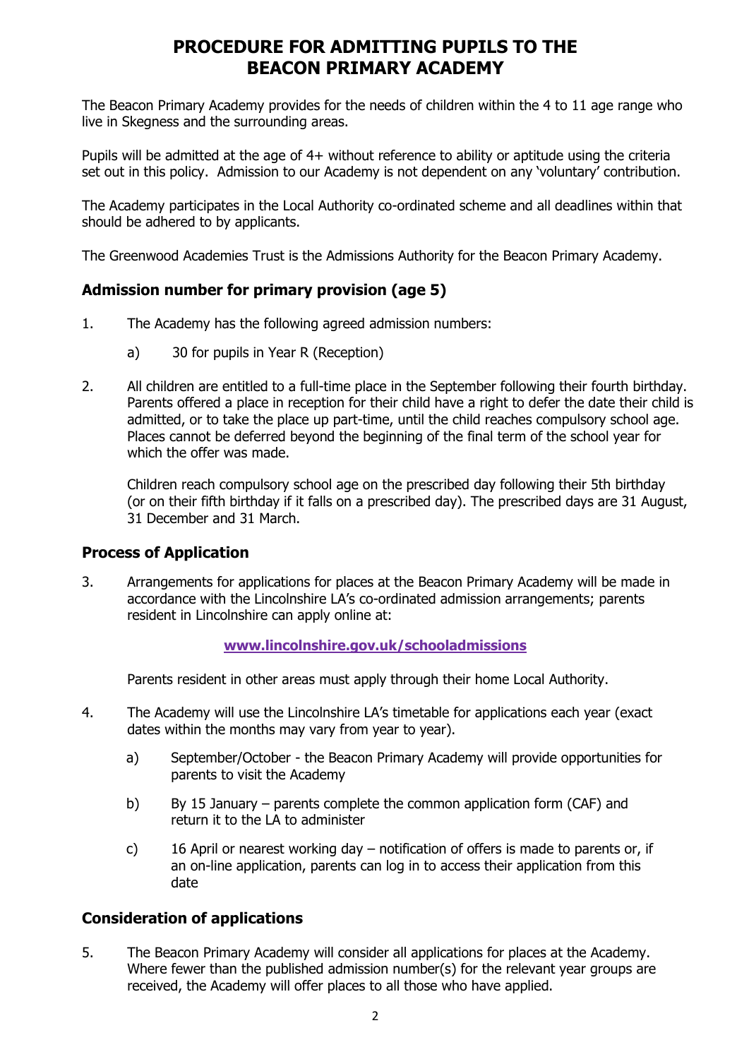# PROCEDURE FOR ADMITTING PUPILS TO THE BEACON PRIMARY ACADEMY

The Beacon Primary Academy provides for the needs of children within the 4 to 11 age range who live in Skegness and the surrounding areas.

Pupils will be admitted at the age of 4+ without reference to ability or aptitude using the criteria set out in this policy. Admission to our Academy is not dependent on any 'voluntary' contribution.

The Academy participates in the Local Authority co-ordinated scheme and all deadlines within that should be adhered to by applicants.

The Greenwood Academies Trust is the Admissions Authority for the Beacon Primary Academy.

## Admission number for primary provision (age 5)

1. The Academy has the following agreed admission numbers:

   a) 30 for pupils in Year R (Reception)

2. All children are entitled to a full-time place in the September following their fourth birthday. Parents offered a place in reception for their child have a right to defer the date their child is admitted, or to take the place up part-time, until the child reaches compulsory school age. Places cannot be deferred beyond the beginning of the final term of the school year for which the offer was made.

   Children reach compulsory school age on the prescribed day following their 5th birthday (or on their fifth birthday if it falls on a prescribed day). The prescribed days are 31 August, 31 December and 31 March.

## Process of Application

3. Arrangements for applications for places at the Beacon Primary Academy will be made in accordance with the Lincolnshire LA's co-ordinated admission arrangements; parents resident in Lincolnshire can apply online at:

   **www.lincolnshire.gov.uk/schooladmissions**

   Parents resident in other areas must apply through their home Local Authority.

4. The Academy will use the Lincolnshire LA's timetable for applications each year (exact dates within the months may vary from year to year).

   a) September/October - the Beacon Primary Academy will provide opportunities for parents to visit the Academy

   b) By 15 January – parents complete the common application form (CAF) and return it to the LA to administer

   c) 16 April or nearest working day – notification of offers is made to parents or, if an on-line application, parents can log in to access their application from this date

## Consideration of applications

5. The Beacon Primary Academy will consider all applications for places at the Academy. Where fewer than the published admission number(s) for the relevant year groups are received, the Academy will offer places to all those who have applied.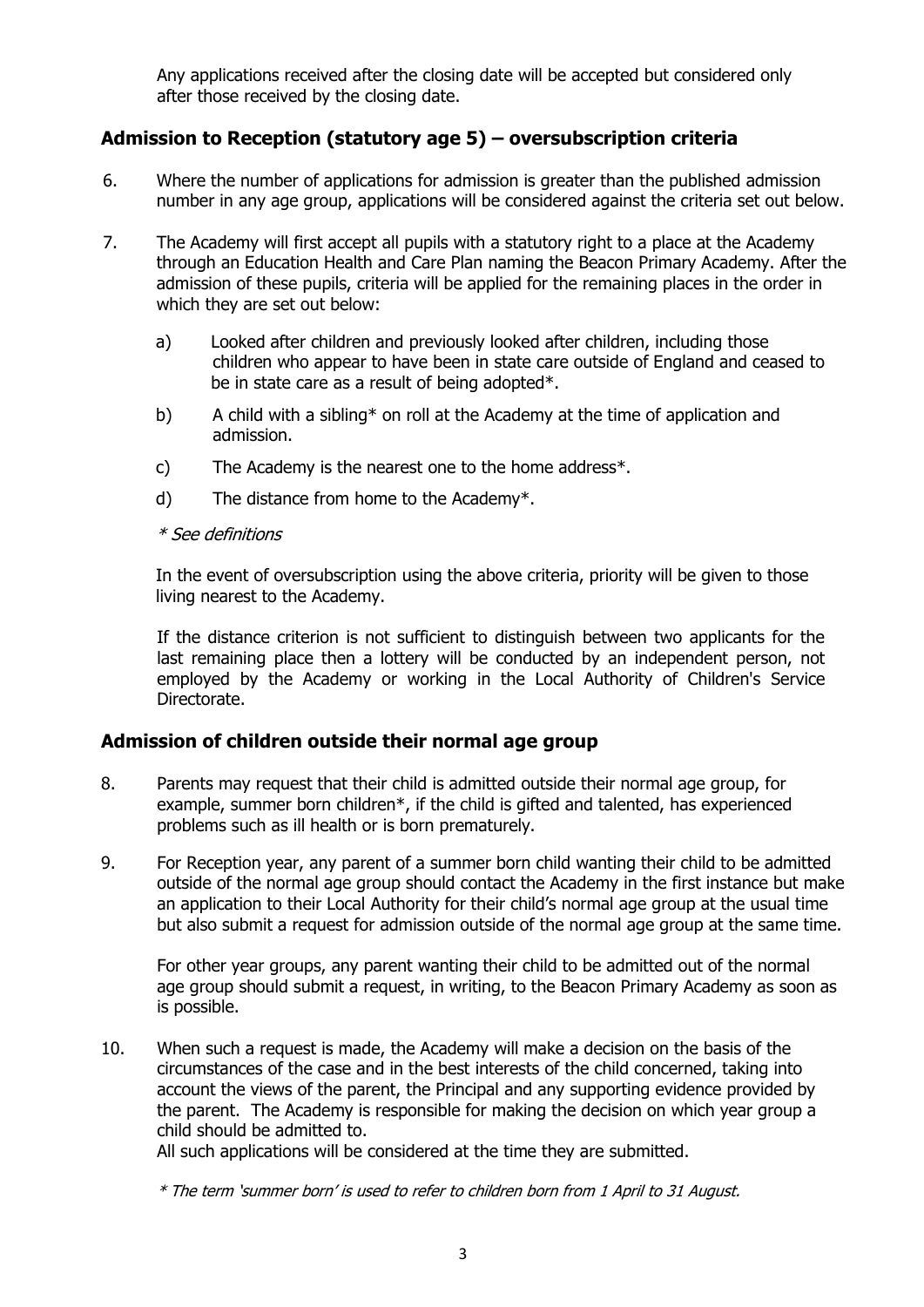Any applications received after the closing date will be accepted but considered only after those received by the closing date.

## Admission to Reception (statutory age 5) – oversubscription criteria

6. Where the number of applications for admission is greater than the published admission number in any age group, applications will be considered against the criteria set out below.

7. The Academy will first accept all pupils with a statutory right to a place at the Academy through an Education Health and Care Plan naming the Beacon Primary Academy. After the admission of these pupils, criteria will be applied for the remaining places in the order in which they are set out below:

   a) Looked after children and previously looked after children, including those children who appear to have been in state care outside of England and ceased to be in state care as a result of being adopted*.

   b) A child with a sibling* on roll at the Academy at the time of application and admission.

   c) The Academy is the nearest one to the home address*.

   d) The distance from home to the Academy*.

   *\* See definitions*

   In the event of oversubscription using the above criteria, priority will be given to those living nearest to the Academy.

   If the distance criterion is not sufficient to distinguish between two applicants for the last remaining place then a lottery will be conducted by an independent person, not employed by the Academy or working in the Local Authority of Children's Service Directorate.

## Admission of children outside their normal age group

8. Parents may request that their child is admitted outside their normal age group, for example, summer born children*, if the child is gifted and talented, has experienced problems such as ill health or is born prematurely.

9. For Reception year, any parent of a summer born child wanting their child to be admitted outside of the normal age group should contact the Academy in the first instance but make an application to their Local Authority for their child's normal age group at the usual time but also submit a request for admission outside of the normal age group at the same time.

   For other year groups, any parent wanting their child to be admitted out of the normal age group should submit a request, in writing, to the Beacon Primary Academy as soon as is possible.

10. When such a request is made, the Academy will make a decision on the basis of the circumstances of the case and in the best interests of the child concerned, taking into account the views of the parent, the Principal and any supporting evidence provided by the parent. The Academy is responsible for making the decision on which year group a child should be admitted to.
    All such applications will be considered at the time they are submitted.

    *\* The term 'summer born' is used to refer to children born from 1 April to 31 August.*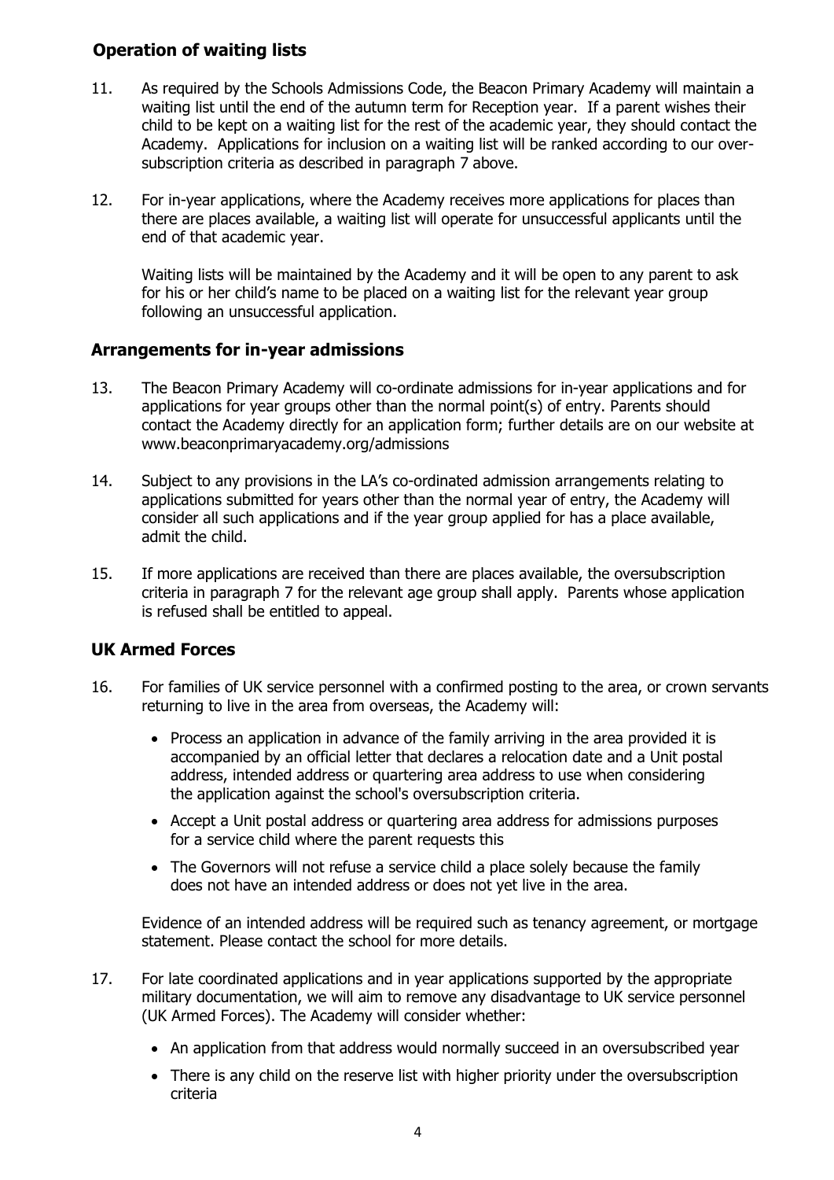### Operation of waiting lists

11. As required by the Schools Admissions Code, the Beacon Primary Academy will maintain a waiting list until the end of the autumn term for Reception year. If a parent wishes their child to be kept on a waiting list for the rest of the academic year, they should contact the Academy. Applications for inclusion on a waiting list will be ranked according to our over-subscription criteria as described in paragraph 7 above.

12. For in-year applications, where the Academy receives more applications for places than there are places available, a waiting list will operate for unsuccessful applicants until the end of that academic year.

    Waiting lists will be maintained by the Academy and it will be open to any parent to ask for his or her child's name to be placed on a waiting list for the relevant year group following an unsuccessful application.

### Arrangements for in-year admissions

13. The Beacon Primary Academy will co-ordinate admissions for in-year applications and for applications for year groups other than the normal point(s) of entry. Parents should contact the Academy directly for an application form; further details are on our website at www.beaconprimaryacademy.org/admissions

14. Subject to any provisions in the LA's co-ordinated admission arrangements relating to applications submitted for years other than the normal year of entry, the Academy will consider all such applications and if the year group applied for has a place available, admit the child.

15. If more applications are received than there are places available, the oversubscription criteria in paragraph 7 for the relevant age group shall apply. Parents whose application is refused shall be entitled to appeal.

### UK Armed Forces

16. For families of UK service personnel with a confirmed posting to the area, or crown servants returning to live in the area from overseas, the Academy will:

    - Process an application in advance of the family arriving in the area provided it is accompanied by an official letter that declares a relocation date and a Unit postal address, intended address or quartering area address to use when considering the application against the school's oversubscription criteria.
    - Accept a Unit postal address or quartering area address for admissions purposes for a service child where the parent requests this
    - The Governors will not refuse a service child a place solely because the family does not have an intended address or does not yet live in the area.

    Evidence of an intended address will be required such as tenancy agreement, or mortgage statement. Please contact the school for more details.

17. For late coordinated applications and in year applications supported by the appropriate military documentation, we will aim to remove any disadvantage to UK service personnel (UK Armed Forces). The Academy will consider whether:

    - An application from that address would normally succeed in an oversubscribed year
    - There is any child on the reserve list with higher priority under the oversubscription criteria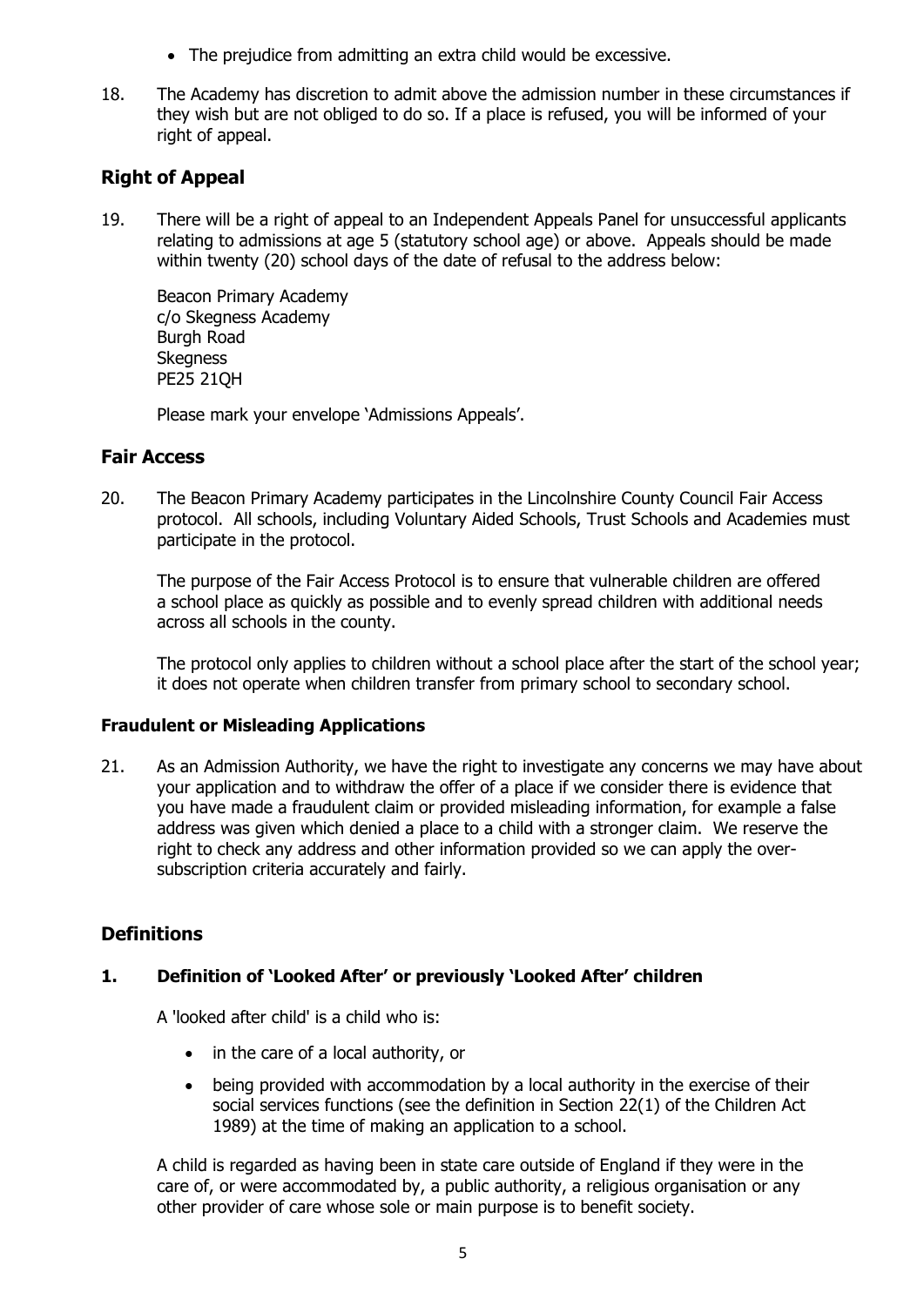- The prejudice from admitting an extra child would be excessive.

18. The Academy has discretion to admit above the admission number in these circumstances if they wish but are not obliged to do so. If a place is refused, you will be informed of your right of appeal.

## Right of Appeal

19. There will be a right of appeal to an Independent Appeals Panel for unsuccessful applicants relating to admissions at age 5 (statutory school age) or above. Appeals should be made within twenty (20) school days of the date of refusal to the address below:

    Beacon Primary Academy
    c/o Skegness Academy
    Burgh Road
    Skegness
    PE25 21QH

    Please mark your envelope 'Admissions Appeals'.

## Fair Access

20. The Beacon Primary Academy participates in the Lincolnshire County Council Fair Access protocol. All schools, including Voluntary Aided Schools, Trust Schools and Academies must participate in the protocol.

    The purpose of the Fair Access Protocol is to ensure that vulnerable children are offered a school place as quickly as possible and to evenly spread children with additional needs across all schools in the county.

    The protocol only applies to children without a school place after the start of the school year; it does not operate when children transfer from primary school to secondary school.

### Fraudulent or Misleading Applications

21. As an Admission Authority, we have the right to investigate any concerns we may have about your application and to withdraw the offer of a place if we consider there is evidence that you have made a fraudulent claim or provided misleading information, for example a false address was given which denied a place to a child with a stronger claim. We reserve the right to check any address and other information provided so we can apply the over-subscription criteria accurately and fairly.

## Definitions

### 1. Definition of 'Looked After' or previously 'Looked After' children

A 'looked after child' is a child who is:

- in the care of a local authority, or
- being provided with accommodation by a local authority in the exercise of their social services functions (see the definition in Section 22(1) of the Children Act 1989) at the time of making an application to a school.

A child is regarded as having been in state care outside of England if they were in the care of, or were accommodated by, a public authority, a religious organisation or any other provider of care whose sole or main purpose is to benefit society.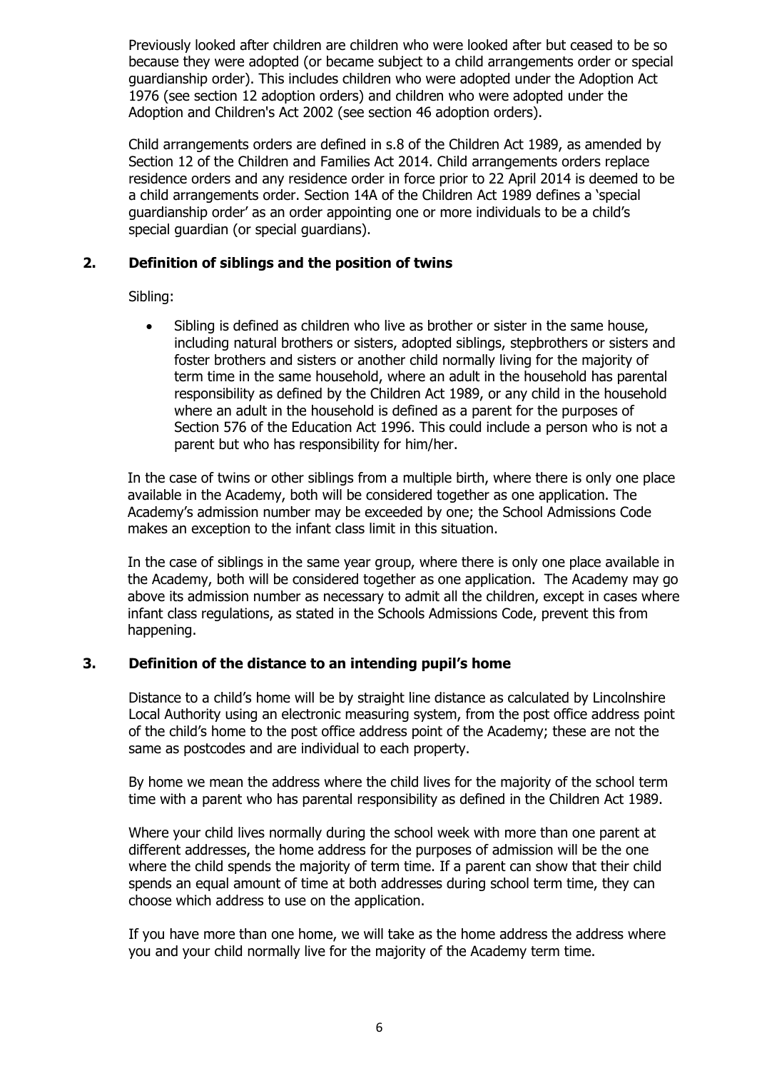Previously looked after children are children who were looked after but ceased to be so because they were adopted (or became subject to a child arrangements order or special guardianship order). This includes children who were adopted under the Adoption Act 1976 (see section 12 adoption orders) and children who were adopted under the Adoption and Children's Act 2002 (see section 46 adoption orders).

Child arrangements orders are defined in s.8 of the Children Act 1989, as amended by Section 12 of the Children and Families Act 2014. Child arrangements orders replace residence orders and any residence order in force prior to 22 April 2014 is deemed to be a child arrangements order. Section 14A of the Children Act 1989 defines a 'special guardianship order' as an order appointing one or more individuals to be a child's special guardian (or special guardians).

### 2. Definition of siblings and the position of twins

Sibling:

- Sibling is defined as children who live as brother or sister in the same house, including natural brothers or sisters, adopted siblings, stepbrothers or sisters and foster brothers and sisters or another child normally living for the majority of term time in the same household, where an adult in the household has parental responsibility as defined by the Children Act 1989, or any child in the household where an adult in the household is defined as a parent for the purposes of Section 576 of the Education Act 1996. This could include a person who is not a parent but who has responsibility for him/her.

In the case of twins or other siblings from a multiple birth, where there is only one place available in the Academy, both will be considered together as one application. The Academy's admission number may be exceeded by one; the School Admissions Code makes an exception to the infant class limit in this situation.

In the case of siblings in the same year group, where there is only one place available in the Academy, both will be considered together as one application. The Academy may go above its admission number as necessary to admit all the children, except in cases where infant class regulations, as stated in the Schools Admissions Code, prevent this from happening.

### 3. Definition of the distance to an intending pupil's home

Distance to a child's home will be by straight line distance as calculated by Lincolnshire Local Authority using an electronic measuring system, from the post office address point of the child's home to the post office address point of the Academy; these are not the same as postcodes and are individual to each property.

By home we mean the address where the child lives for the majority of the school term time with a parent who has parental responsibility as defined in the Children Act 1989.

Where your child lives normally during the school week with more than one parent at different addresses, the home address for the purposes of admission will be the one where the child spends the majority of term time. If a parent can show that their child spends an equal amount of time at both addresses during school term time, they can choose which address to use on the application.

If you have more than one home, we will take as the home address the address where you and your child normally live for the majority of the Academy term time.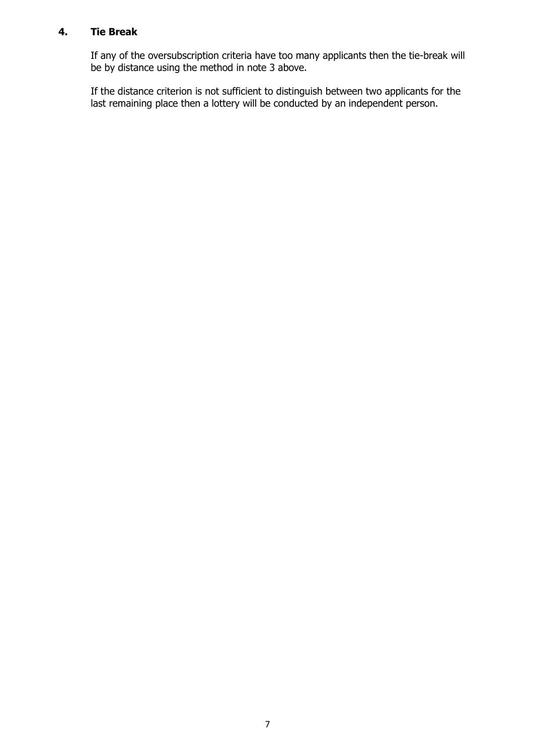## 4. Tie Break

If any of the oversubscription criteria have too many applicants then the tie-break will be by distance using the method in note 3 above.

If the distance criterion is not sufficient to distinguish between two applicants for the last remaining place then a lottery will be conducted by an independent person.